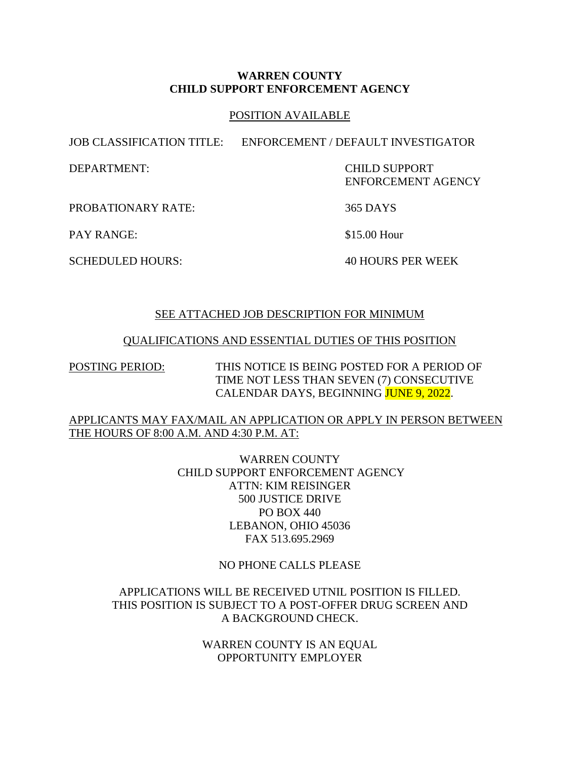**WARREN COUNTY**
**CHILD SUPPORT ENFORCEMENT AGENCY**

POSITION AVAILABLE

JOB CLASSIFICATION TITLE: ENFORCEMENT / DEFAULT INVESTIGATOR

DEPARTMENT: CHILD SUPPORT ENFORCEMENT AGENCY

PROBATIONARY RATE: 365 DAYS

PAY RANGE: $15.00 Hour

SCHEDULED HOURS: 40 HOURS PER WEEK

SEE ATTACHED JOB DESCRIPTION FOR MINIMUM

QUALIFICATIONS AND ESSENTIAL DUTIES OF THIS POSITION

POSTING PERIOD: THIS NOTICE IS BEING POSTED FOR A PERIOD OF TIME NOT LESS THAN SEVEN (7) CONSECUTIVE CALENDAR DAYS, BEGINNING JUNE 9, 2022.

APPLICANTS MAY FAX/MAIL AN APPLICATION OR APPLY IN PERSON BETWEEN THE HOURS OF 8:00 A.M. AND 4:30 P.M. AT:

WARREN COUNTY
CHILD SUPPORT ENFORCEMENT AGENCY
ATTN: KIM REISINGER
500 JUSTICE DRIVE
PO BOX 440
LEBANON, OHIO 45036
FAX 513.695.2969

NO PHONE CALLS PLEASE

APPLICATIONS WILL BE RECEIVED UTNIL POSITION IS FILLED. THIS POSITION IS SUBJECT TO A POST-OFFER DRUG SCREEN AND A BACKGROUND CHECK.

WARREN COUNTY IS AN EQUAL OPPORTUNITY EMPLOYER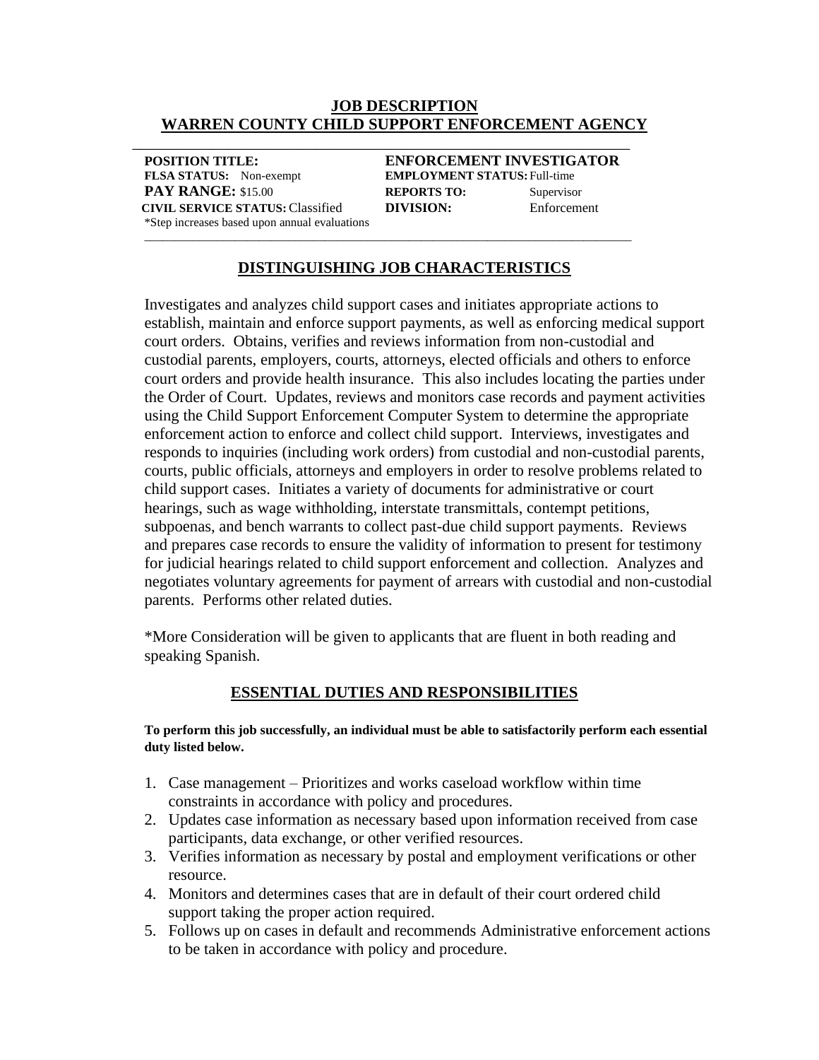# JOB DESCRIPTION
# WARREN COUNTY CHILD SUPPORT ENFORCEMENT AGENCY

| | |
|---|---|
| **POSITION TITLE:** | **ENFORCEMENT INVESTIGATOR** |
| **FLSA STATUS:** Non-exempt | **EMPLOYMENT STATUS:** Full-time |
| **PAY RANGE:** $15.00 | **REPORTS TO:** Supervisor |
| **CIVIL SERVICE STATUS:** Classified | **DIVISION:** Enforcement |
| *Step increases based upon annual evaluations | |

## DISTINGUISHING JOB CHARACTERISTICS

Investigates and analyzes child support cases and initiates appropriate actions to establish, maintain and enforce support payments, as well as enforcing medical support court orders. Obtains, verifies and reviews information from non-custodial and custodial parents, employers, courts, attorneys, elected officials and others to enforce court orders and provide health insurance. This also includes locating the parties under the Order of Court. Updates, reviews and monitors case records and payment activities using the Child Support Enforcement Computer System to determine the appropriate enforcement action to enforce and collect child support. Interviews, investigates and responds to inquiries (including work orders) from custodial and non-custodial parents, courts, public officials, attorneys and employers in order to resolve problems related to child support cases. Initiates a variety of documents for administrative or court hearings, such as wage withholding, interstate transmittals, contempt petitions, subpoenas, and bench warrants to collect past-due child support payments. Reviews and prepares case records to ensure the validity of information to present for testimony for judicial hearings related to child support enforcement and collection. Analyzes and negotiates voluntary agreements for payment of arrears with custodial and non-custodial parents. Performs other related duties.

*More Consideration will be given to applicants that are fluent in both reading and speaking Spanish.

## ESSENTIAL DUTIES AND RESPONSIBILITIES

**To perform this job successfully, an individual must be able to satisfactorily perform each essential duty listed below.**

1. Case management – Prioritizes and works caseload workflow within time constraints in accordance with policy and procedures.
2. Updates case information as necessary based upon information received from case participants, data exchange, or other verified resources.
3. Verifies information as necessary by postal and employment verifications or other resource.
4. Monitors and determines cases that are in default of their court ordered child support taking the proper action required.
5. Follows up on cases in default and recommends Administrative enforcement actions to be taken in accordance with policy and procedure.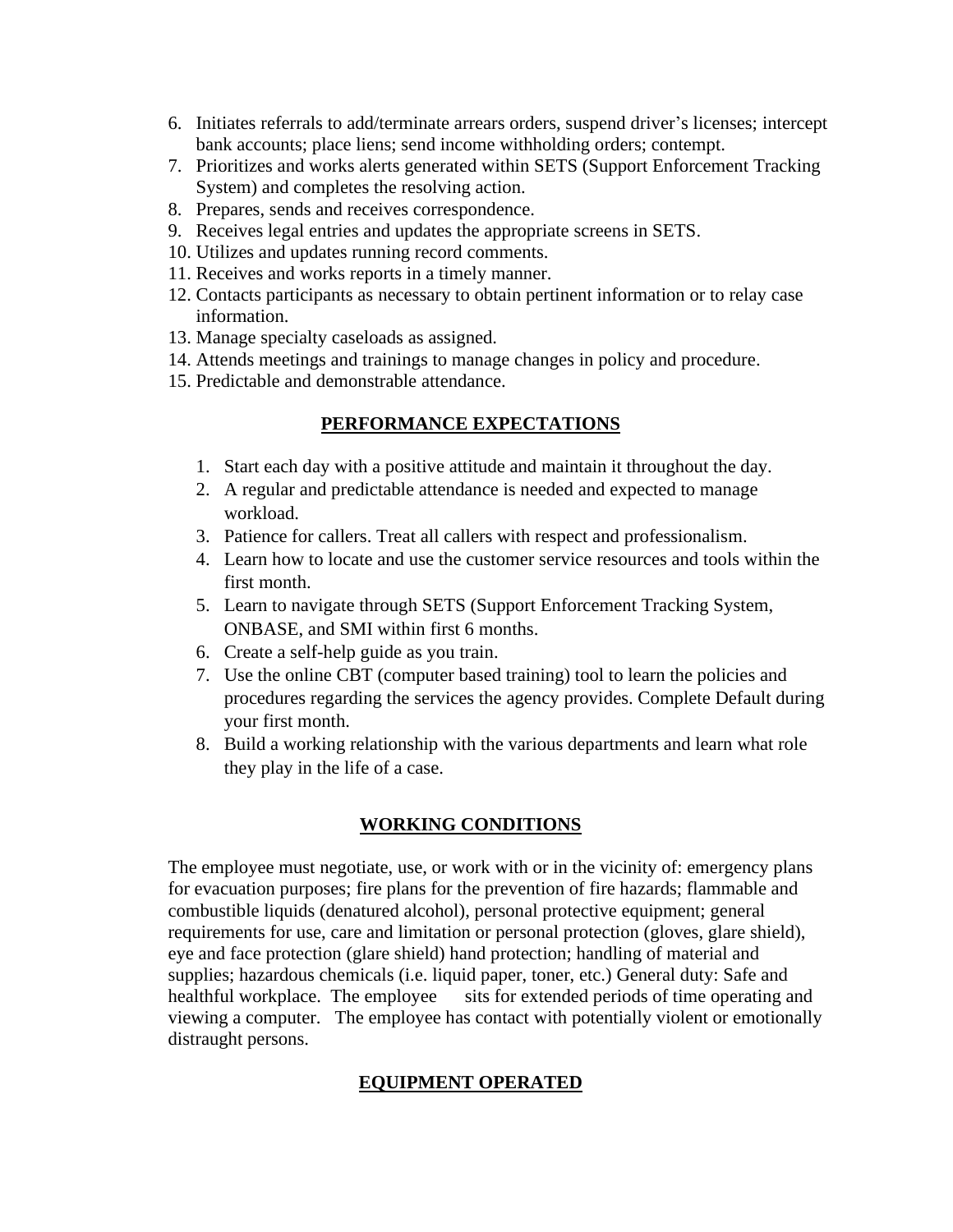6. Initiates referrals to add/terminate arrears orders, suspend driver's licenses; intercept bank accounts; place liens; send income withholding orders; contempt.
7. Prioritizes and works alerts generated within SETS (Support Enforcement Tracking System) and completes the resolving action.
8. Prepares, sends and receives correspondence.
9. Receives legal entries and updates the appropriate screens in SETS.
10. Utilizes and updates running record comments.
11. Receives and works reports in a timely manner.
12. Contacts participants as necessary to obtain pertinent information or to relay case information.
13. Manage specialty caseloads as assigned.
14. Attends meetings and trainings to manage changes in policy and procedure.
15. Predictable and demonstrable attendance.

## PERFORMANCE EXPECTATIONS

1. Start each day with a positive attitude and maintain it throughout the day.
2. A regular and predictable attendance is needed and expected to manage workload.
3. Patience for callers. Treat all callers with respect and professionalism.
4. Learn how to locate and use the customer service resources and tools within the first month.
5. Learn to navigate through SETS (Support Enforcement Tracking System, ONBASE, and SMI within first 6 months.
6. Create a self-help guide as you train.
7. Use the online CBT (computer based training) tool to learn the policies and procedures regarding the services the agency provides. Complete Default during your first month.
8. Build a working relationship with the various departments and learn what role they play in the life of a case.

## WORKING CONDITIONS

The employee must negotiate, use, or work with or in the vicinity of: emergency plans for evacuation purposes; fire plans for the prevention of fire hazards; flammable and combustible liquids (denatured alcohol), personal protective equipment; general requirements for use, care and limitation or personal protection (gloves, glare shield), eye and face protection (glare shield) hand protection; handling of material and supplies; hazardous chemicals (i.e. liquid paper, toner, etc.) General duty: Safe and healthful workplace. The employee sits for extended periods of time operating and viewing a computer. The employee has contact with potentially violent or emotionally distraught persons.

## EQUIPMENT OPERATED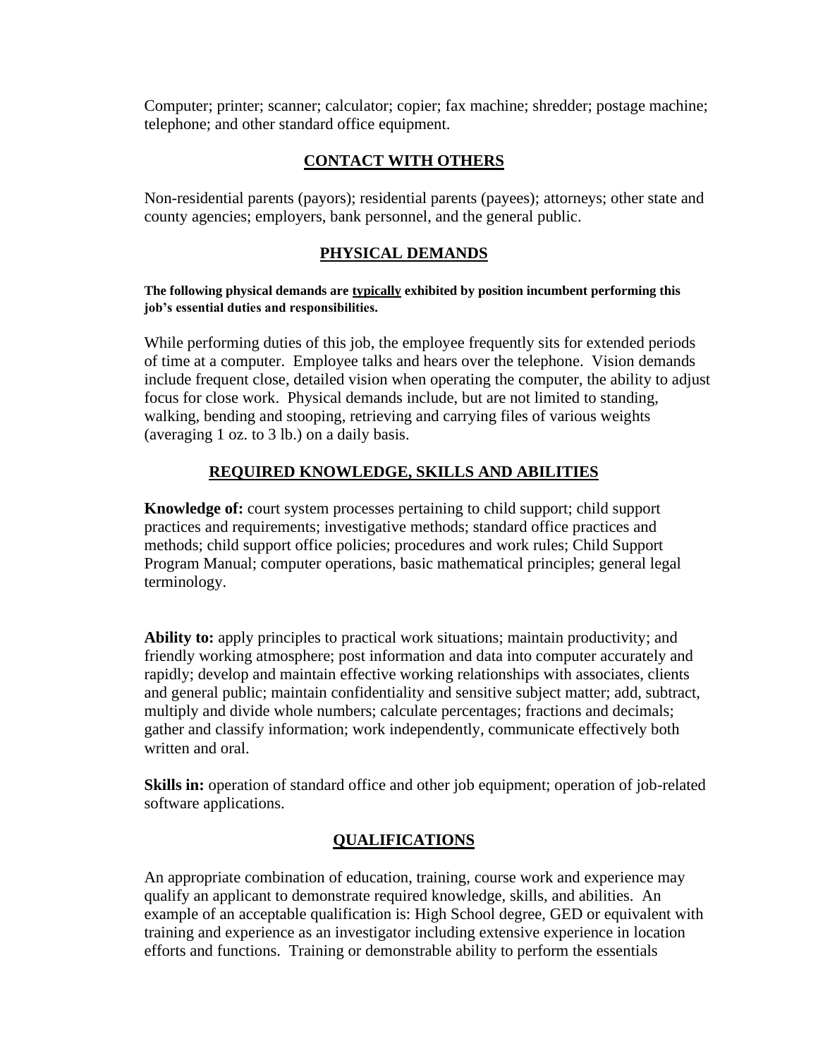Computer; printer; scanner; calculator; copier; fax machine; shredder; postage machine; telephone; and other standard office equipment.

## CONTACT WITH OTHERS

Non-residential parents (payors); residential parents (payees); attorneys; other state and county agencies; employers, bank personnel, and the general public.

## PHYSICAL DEMANDS

**The following physical demands are typically exhibited by position incumbent performing this job's essential duties and responsibilities.**

While performing duties of this job, the employee frequently sits for extended periods of time at a computer. Employee talks and hears over the telephone. Vision demands include frequent close, detailed vision when operating the computer, the ability to adjust focus for close work. Physical demands include, but are not limited to standing, walking, bending and stooping, retrieving and carrying files of various weights (averaging 1 oz. to 3 lb.) on a daily basis.

## REQUIRED KNOWLEDGE, SKILLS AND ABILITIES

**Knowledge of:** court system processes pertaining to child support; child support practices and requirements; investigative methods; standard office practices and methods; child support office policies; procedures and work rules; Child Support Program Manual; computer operations, basic mathematical principles; general legal terminology.

**Ability to:** apply principles to practical work situations; maintain productivity; and friendly working atmosphere; post information and data into computer accurately and rapidly; develop and maintain effective working relationships with associates, clients and general public; maintain confidentiality and sensitive subject matter; add, subtract, multiply and divide whole numbers; calculate percentages; fractions and decimals; gather and classify information; work independently, communicate effectively both written and oral.

**Skills in:** operation of standard office and other job equipment; operation of job-related software applications.

## QUALIFICATIONS

An appropriate combination of education, training, course work and experience may qualify an applicant to demonstrate required knowledge, skills, and abilities. An example of an acceptable qualification is: High School degree, GED or equivalent with training and experience as an investigator including extensive experience in location efforts and functions. Training or demonstrable ability to perform the essentials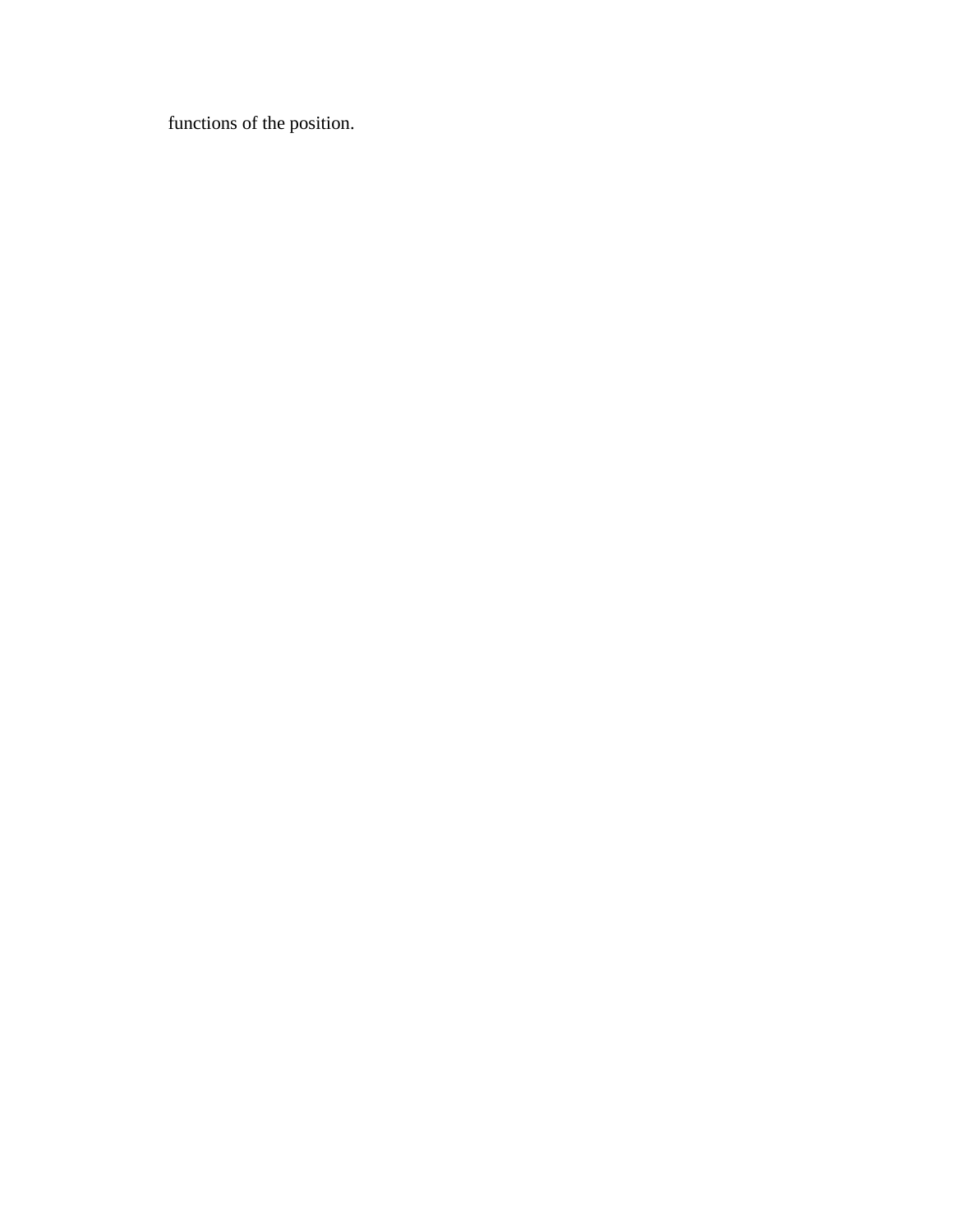functions of the position.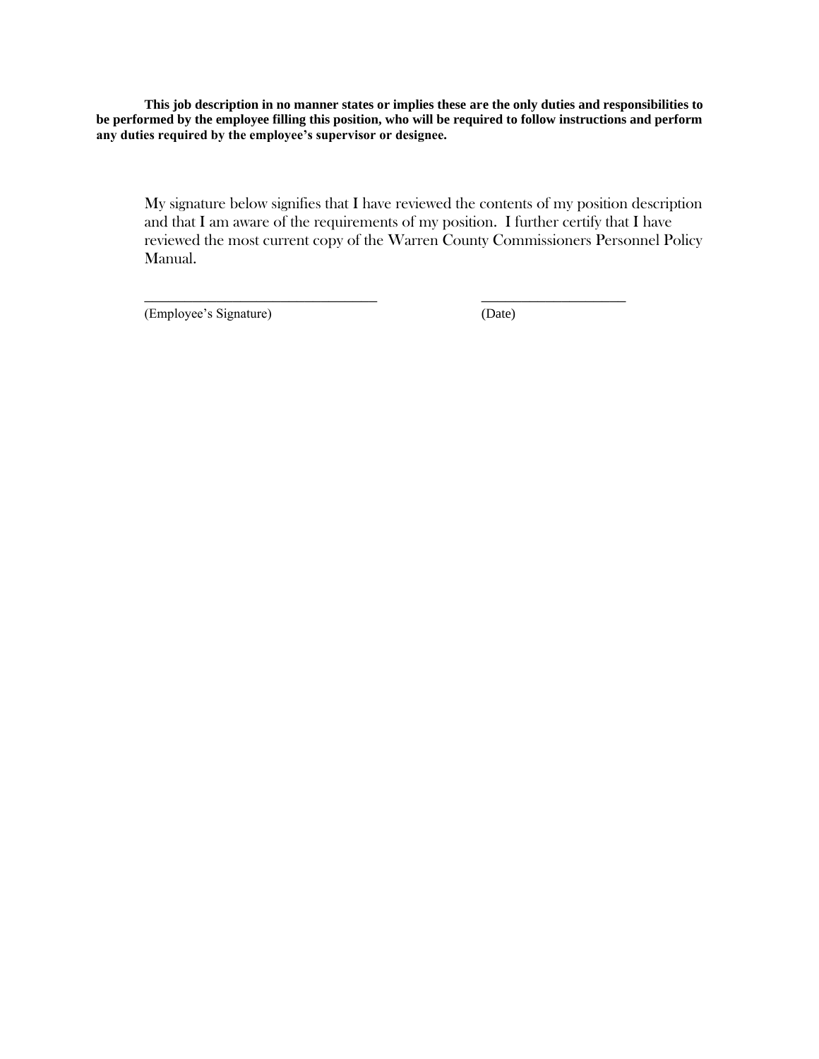**This job description in no manner states or implies these are the only duties and responsibilities to be performed by the employee filling this position, who will be required to follow instructions and perform any duties required by the employee's supervisor or designee.**

My signature below signifies that I have reviewed the contents of my position description and that I am aware of the requirements of my position. I further certify that I have reviewed the most current copy of the Warren County Commissioners Personnel Policy Manual.

_________________________________ (Employee's Signature)

____________________ (Date)